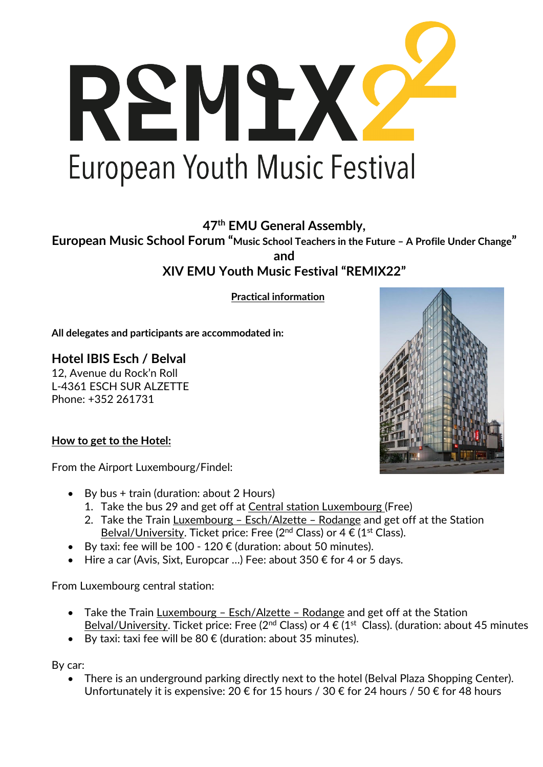# REMIX22

## European Youth Music Festival

**47th EMU General Assembly,**
**European Music School Forum "Music School Teachers in the Future – A Profile Under Change"**
**and**
**XIV EMU Youth Music Festival "REMIX22"**

**Practical information**

**All delegates and participants are accommodated in:**

**Hotel IBIS Esch / Belval**
12, Avenue du Rock'n Roll
L-4361 ESCH SUR ALZETTE
Phone: +352 261731

**How to get to the Hotel:**

From the Airport Luxembourg/Findel:

- By bus + train (duration: about 2 Hours)
  1. Take the bus 29 and get off at Central station Luxembourg (Free)
  2. Take the Train Luxembourg – Esch/Alzette – Rodange and get off at the Station Belval/University. Ticket price: Free (2nd Class) or 4 € (1st Class).
- By taxi: fee will be 100 - 120 € (duration: about 50 minutes).
- Hire a car (Avis, Sixt, Europcar …) Fee: about 350 € for 4 or 5 days.

From Luxembourg central station:

- Take the Train Luxembourg – Esch/Alzette – Rodange and get off at the Station Belval/University. Ticket price: Free (2nd Class) or 4 € (1st Class). (duration: about 45 minutes
- By taxi: taxi fee will be 80 € (duration: about 35 minutes).

By car:

- There is an underground parking directly next to the hotel (Belval Plaza Shopping Center). Unfortunately it is expensive: 20 € for 15 hours / 30 € for 24 hours / 50 € for 48 hours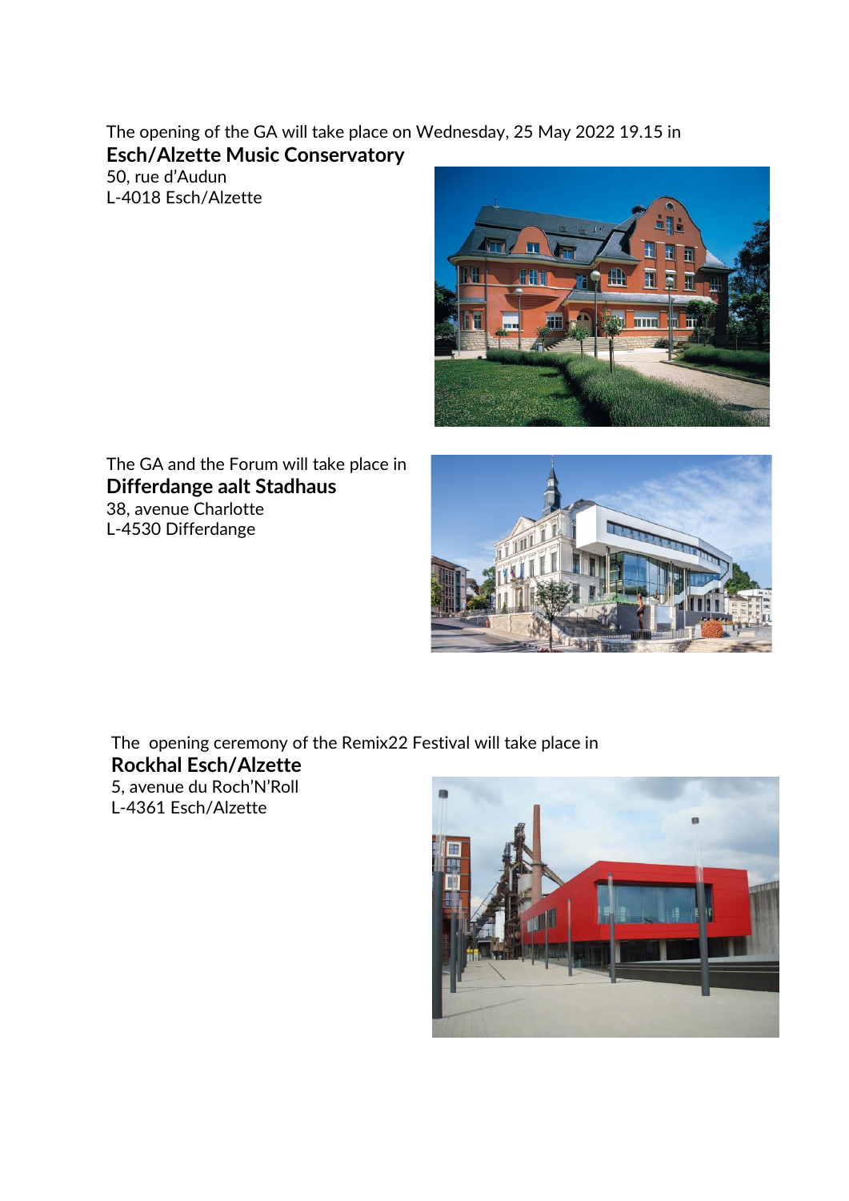The opening of the GA will take place on Wednesday, 25 May 2022 19.15 in

**Esch/Alzette Music Conservatory**
50, rue d'Audun
L-4018 Esch/Alzette

The GA and the Forum will take place in

**Differdange aalt Stadhaus**
38, avenue Charlotte
L-4530 Differdange

The opening ceremony of the Remix22 Festival will take place in

**Rockhal Esch/Alzette**
5, avenue du Roch'N'Roll
L-4361 Esch/Alzette